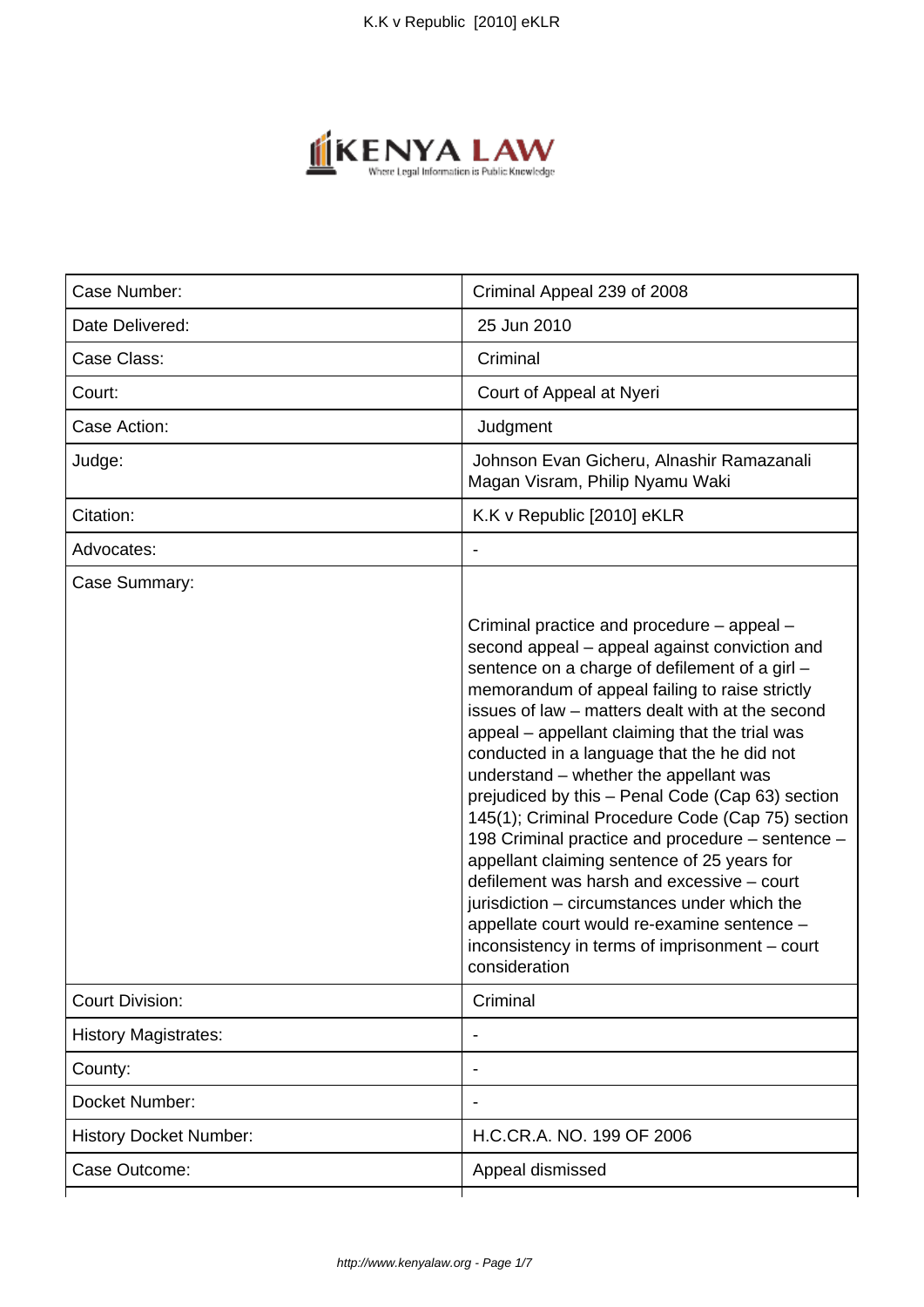| Case Number: | Criminal Appeal 239 of 2008 |
|---|---|
| Date Delivered: | 25 Jun 2010 |
| Case Class: | Criminal |
| Court: | Court of Appeal at Nyeri |
| Case Action: | Judgment |
| Judge: | Johnson Evan Gicheru, Alnashir Ramazanali Magan Visram, Philip Nyamu Waki |
| Citation: | K.K v Republic [2010] eKLR |
| Advocates: | - |
| Case Summary: | Criminal practice and procedure – appeal – second appeal – appeal against conviction and sentence on a charge of defilement of a girl – memorandum of appeal failing to raise strictly issues of law – matters dealt with at the second appeal – appellant claiming that the trial was conducted in a language that the he did not understand – whether the appellant was prejudiced by this – Penal Code (Cap 63) section 145(1); Criminal Procedure Code (Cap 75) section 198 Criminal practice and procedure – sentence – appellant claiming sentence of 25 years for defilement was harsh and excessive – court jurisdiction – circumstances under which the appellate court would re-examine sentence – inconsistency in terms of imprisonment – court consideration |
| Court Division: | Criminal |
| History Magistrates: | - |
| County: | - |
| Docket Number: | - |
| History Docket Number: | H.C.CR.A. NO. 199 OF 2006 |
| Case Outcome: | Appeal dismissed |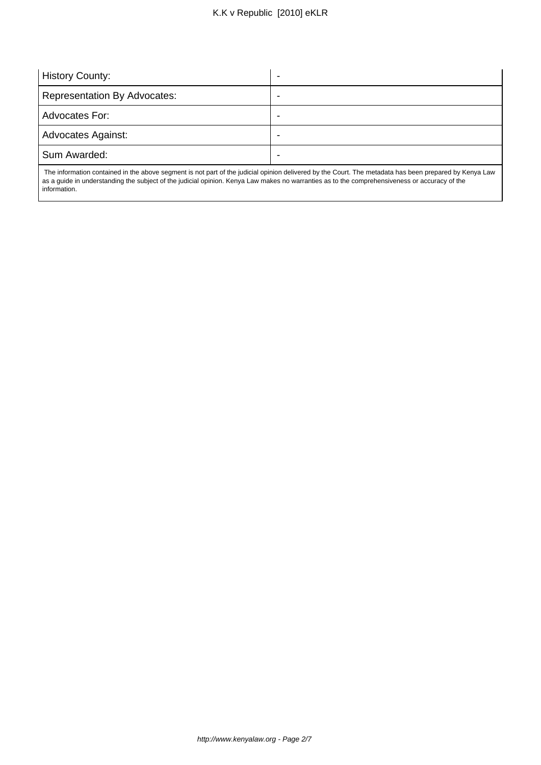| History County: | - |
| --- | --- |
| Representation By Advocates: | - |
| Advocates For: | - |
| Advocates Against: | - |
| Sum Awarded: | - |

The information contained in the above segment is not part of the judicial opinion delivered by the Court. The metadata has been prepared by Kenya Law as a guide in understanding the subject of the judicial opinion. Kenya Law makes no warranties as to the comprehensiveness or accuracy of the information.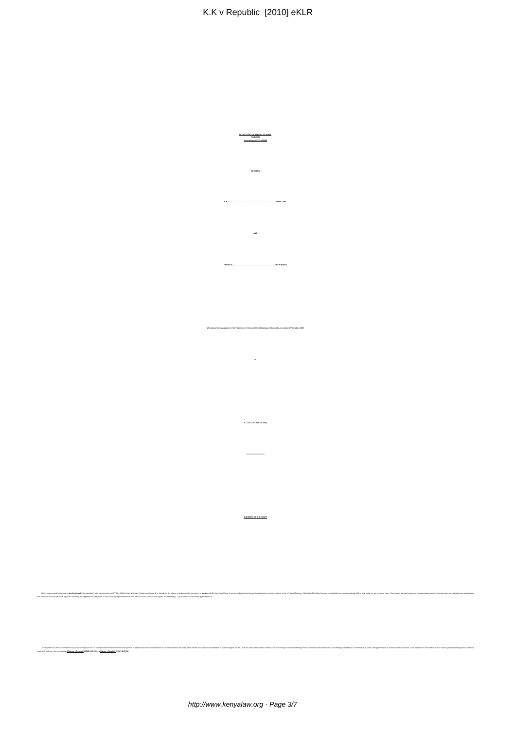**IN THE COURT OF APPEAL OF KENYA**
**AT NYERI**

**Criminal Appeal 168 of 2008**

**BETWEEN**

**K.K ..........................................................................APPELLANT**

**AND**

**REPUBLIC ..................................................................RESPONDENT**

***(An Appeal from a Judgment of the High Court of Kenya at Nyeri (Kasango & Makhandia, JJ.) dated 28th October, 2008***

**in**

**H.C.CR.A. NO. 159 OF 2005)**

**\*\*\*\*\*\*\*\*\*\*\*\*\*\*\*\*\*\*\*\*\*\*\***

**JUDGMENT OF THE COURT**

This is a second and final appeal by **Kiarie Kimandi** ("the appellant"), who was convicted on 22nd July, 2005 by Nanyuki Senior Resident Magistrate, R.N. Mutuku, for the offence of defilement of a girl contrary to **section 145 (1)** of the Penal Code. It had been alleged in the charge sheet laid before the trial court that on the 11th day of February, 2005 within Rift Valley Province, he unlawfully had carnal knowledge of **N L**, a girl under the age of sixteen years. There was an alternative charge of indecent assault based on the same facts but no finding was made thereon after conviction on the main count. Upon his conviction, the appellant was sentenced to serve 25 years imprisonment with hard labour. His first appeal to the superior court (Kasango, J.) was dismissed, hence the appeal before us.

The appellant has been unrepresented by counsel throughout and it is understandable therefore that the three grounds of appeal raised in his memorandum do not strictly raise issues of law, which are the ones open for consideration in a second appeal. As this Court has stated times without number, it will pay homage to concurrent findings of fact by the two courts below unless such findings are made on no evidence at all, or on a misapprehension or perversion of the evidence, or it is apparent on the evidence that no tribunal, properly directing itself, could have made such findings – see for example **M'Riungu v Republic [1983] KLR 455** and **Kaingo v Republic [1982] KLR 213**.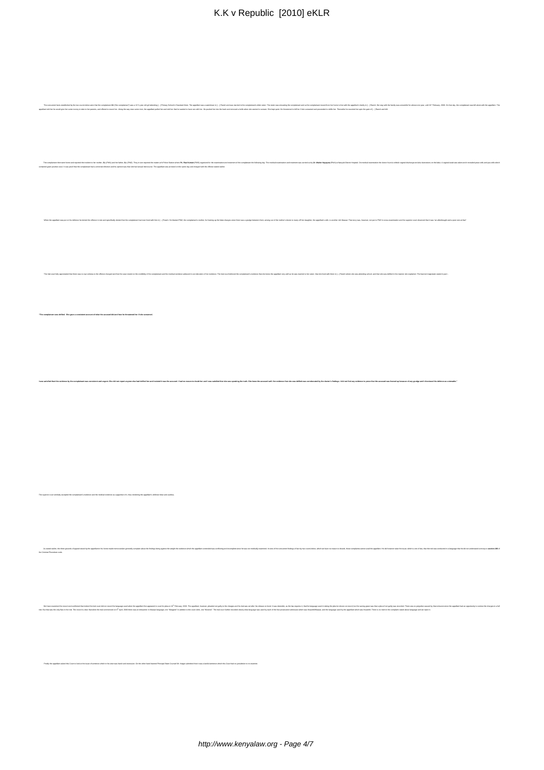The concurrent facts established by the two courts below were that the complainant **AJ** ("the complainant") was a 12 ½ year old girl attending [...] Primary School in Samburu then. The appellant was a watchman in [...] Ranch and was married to the complainant's elder sister. The sister was educating the complainant and so the complainant moved from her home to live with the appellant's family in [...] Ranch. Her stay with the family was uneventful for almost one year, until 21st February, 2006. On that day, the complainant was left alone with the appellant. The appellant told her he would give her some money to take to her parents, and offered to escort her. Along the way near some river, the appellant pulled her and told her that he wanted to have sex with her. He pushed her into the bush and removed a knife when she wanted to scream. She kept quiet. He threatened to kill her if she screamed and proceeded to defile her. Thereafter he escorted her upto the gate of [...] Ranch and left.

The complainant then went home and reported the incident to her mother, **E.L** (PW1) and her father, **E.L** (PW2). They in turn reported the matter at N Police Station where **Pc. Paul Kariuki** (PW5) organised for the examination and treatment of the complainant the following day. The medical examination and treatment was carried out by **Dr. Walter Sayayna** (PW4) at Nanyuki District Hospital. On medical examination the doctor found a whitish vaginal discharge and also lacerations on the labia. A vaginal swab was taken and it revealed pus cells which remained gram positive cocci. It was proof that the complainant had a venereal infection and his opinion was that she had sexual intercourse. The appellant was arrested on the same day and charged with the offence stated earlier.

When the appellant was put on his defence he denied the offence in toto and specifically denied that the complainant had ever lived with him in [...] Ranch. He blamed PW2, the complainant's mother, for framing up the false charges since there was a grudge between them, arising out of the mother's desire to marry off her daughter, the appellant's wife, to another rich Maasai. That story was, however, not put to PW2 in cross examination and the superior court observed that it was "an afterthought and a poor one at that".

The trial court fully appreciated that there was no eye witness to the offence charged and that the case rested on the credibility of the complainant and the medical evidence adduced in corroboration of her evidence. The trial court believed the complainant's evidence that she knew the appellant very well as he was married to her sister; that she lived with them in [...] Ranch where she was attending school; and that she was defiled in the manner she explained. The learned magistrate stated in part:-

**"The complainant was defiled. She gave a consistent account of what the accused did and how he threatened her if she screamed.**

**I was satisfied that this evidence by the complainant was consistent and cogent. She did not report anyone else had defiled her and insisted it was the accused. I had no reason to doubt her and I was satisfied that she was speaking the truth. She knew the accused well. Her evidence that she was defiled was corroborated by the doctor's findings. I did not find any evidence to prove that the accused was framed up because of any grudge and I dismissed his defence as untenable."**

The superior court similarly accepted the complainant's evidence and the medical evidence as supportive of it, thus rendering the appellant's defence false and useless.

As stated earlier, the three grounds of appeal raised by the appellant in his home made memorandum generally complain about the findings being against the weight the evidence which the appellant contended was conflicting and incomplete since he was not medically examined. In view of the concurrent findings of fact by two courts below, which we have no reason to disturb, those complaints cannot avail the appellant. He did however raise the issue, which is one of law, that the trial was conducted in a language that he did not understand contrary to **section 198** of the Criminal Procedure Code.

We have examined the record and confirmed that indeed the trial court did not record the language used when the appellant first appeared in court for plea on 24th February, 2006. The appellant, however, pleaded not guilty to the charges and his trial was set after his release on bond. It was desirable, as the law requires it, that the language used in taking the plea be shown on record but the saving grace was that a plea of not guilty was recorded. There was no prejudice caused by that omission since the appellant had an opportunity to contest the charges in a full trial. But that was the only flaw in the trial. The record is clear thereafter the trial commenced on 6th April, 2006 there was an interpreter in Maasai language, one "Margaret" in addition to the court clerk, one "Muriuki". The trial court further recorded clearly what language was used by each of the five prosecution witnesses which was Kiswahili/Maasai, and the language used by the appellant which was Kiswahili. There is no merit in the complaint raised about language and we reject it.

Finally the appellant asked this Court to look at the issue of sentence which in his view was harsh and excessive. On the other hand learned Principal State Counsel Mr. Kaigai submitted that it was a lawful sentence which this Court had no jurisdiction to re-examine.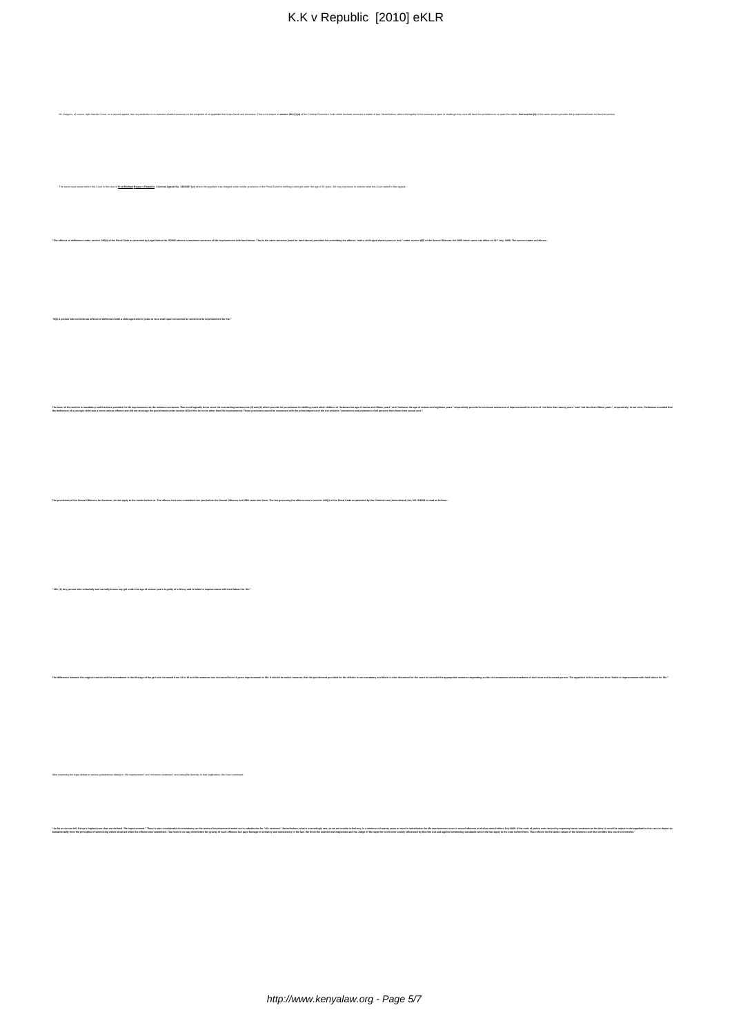Mr. Kaigai is, of course, right that this Court, on a second appeal, has no jurisdiction to re-examine a lawful sentence on the complaint of an appellant that it was harsh and excessive. That is the import of **section 361 (1) (a)** of the Criminal Procedure Code which declares severity of sentence a matter of fact. Nevertheless, where the legality of the sentence is open to challenge this court will have the jurisdiction to re-open the matter. **Sub-section (b)** of the same section provides the jurisdictional basis for that intervention.

The same issue arose before this Court in the case of **Fred Michael Bwayo v Republic, Criminal Appeal No. 130/2007 (ur)** where the appellant was charged under similar provisions of the Penal Code for defiling a child girl under the age of 10 years. We may reproduce in extenso what this Court stated in that appeal:-

**"The offence of defilement under section 145(1) of the Penal Code as amended by Legal Notice No. 5/2003 attracts a maximum sentence of life imprisonment with hard labour. That is the same sentence (save for hard labour) provided for committing the offence "with a child aged eleven years or less" under section 8(2) of the Sexual Offences Act 2006 which came into effect on 21st July, 2006. The section states as follows:-**

**"8(2) A person who commits an offence of defilement with a child aged eleven years or less shall upon conviction be sentenced to imprisonment for life."**

**The tenor of the section is mandatory and therefore provides for life imprisonment as the minimum sentence. That must logically be so since the succeeding subsections (3) and (4) which provide for punishment for defiling much older children of "between the age of twelve and fifteen years" and "between the age of sixteen and eighteen years" respectively provide for minimum sentences of imprisonment for a term of "not less than twenty years" and "not less than fifteen years", respectively. In our view, Parliament intended that the defilement of a younger child was a more serious offence and did not envisage the punishment under section 8(2) of the Act to be other than life imprisonment. Those provisions would be consonant with the prime objective of the Act which is "prevention and protection of all persons from harm from sexual acts".**

**The provisions of the Sexual Offences Act however, do not apply to the matter before us. The offence here was committed one year before the Sexual Offences Act 2006 came into force. The law governing the offence was in section 145(1) of the Penal Code as amended by the Criminal Law (Amendment) Act, NO. 5/2003 to read as follows:-**

**"145. (1) Any person who unlawfully and carnally knows any girl under the age of sixteen years is guilty of a felony and is liable to imprisonment with hard labour for life."**

**The difference between the original section and the amendment is that the age of the girl was increased from 14 to 16 and the sentence was increased from 14 years imprisonment to life. It should be noted, however, that the punishment provided for the offence is not mandatory and there is clear discretion for the court to consider the appropriate sentence depending on the circumstances and antecedents of each case and accused person. The appellant in this case was thus "liable to imprisonment with hard labour for life."**

After examining the legal debate in various jurisdictions relating to "life imprisonment" and "minimum sentences" and noting the diversity in their application, the Court continued:

**"As far as we can tell, Kenya's highest court has not defined "life imprisonment." There is also considerable inconsistency on the terms of imprisonment meted out in substitution for "life sentence". Nevertheless, what is exceedingly rare, as we are unable to find any, is a sentence of twenty years or more in substitution for life imprisonment even in sexual offences as the law stood before July 2006. If the ends of justice were served by imposing lesser sentences at the time, it would be unjust to the appellant in this case to depart so fundamentally from the principles of sentencing which obtained when the offence was committed. That in no way diminishes the gravity of such offences but pays homage to certainty and consistency in the law. We think the learned trial magistrate and the Judge of the superior court were unduly influenced by the new Act and applied sentencing standards which did not apply to the case before them. This reflects on the lawful nature of the sentence and thus entitles this court to intervene."**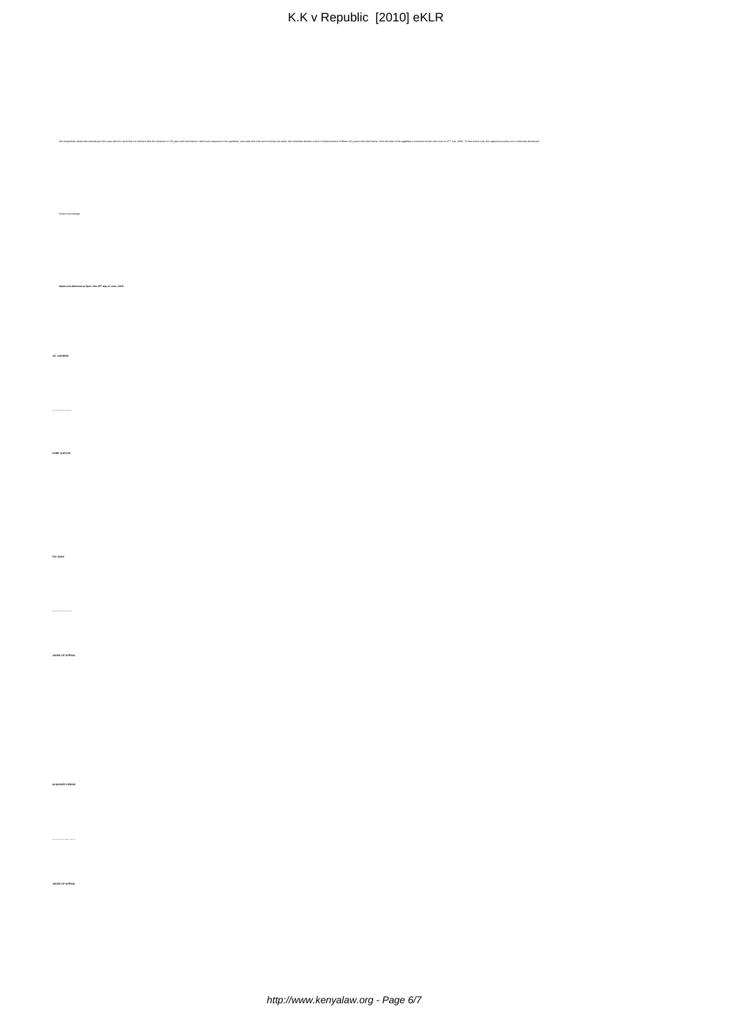We respectfully adopt that reasoning in this case with the result that we interfere with the sentence of "25 years with hard labour" which was imposed on the appellant, and order that it be and is hereby set aside. We substitute therefor a term of imprisonment of fifteen (15) years with hard labour, from the date of the appellant's conviction by the trial court on 27th July, 2006. To that extent only, this appeal succeeds, but is otherwise dismissed.

Orders accordingly.

***Dated and delivered at Nyeri this 25th day of June, 2010***

**J.E. GICHERU**

………………………

**CHIEF JUSTICE**

**P.N. WAKI**

………………………

**JUDGE OF APPEAL**

**ALNASHIR VISRAM**

………………………

**JUDGE OF APPEAL**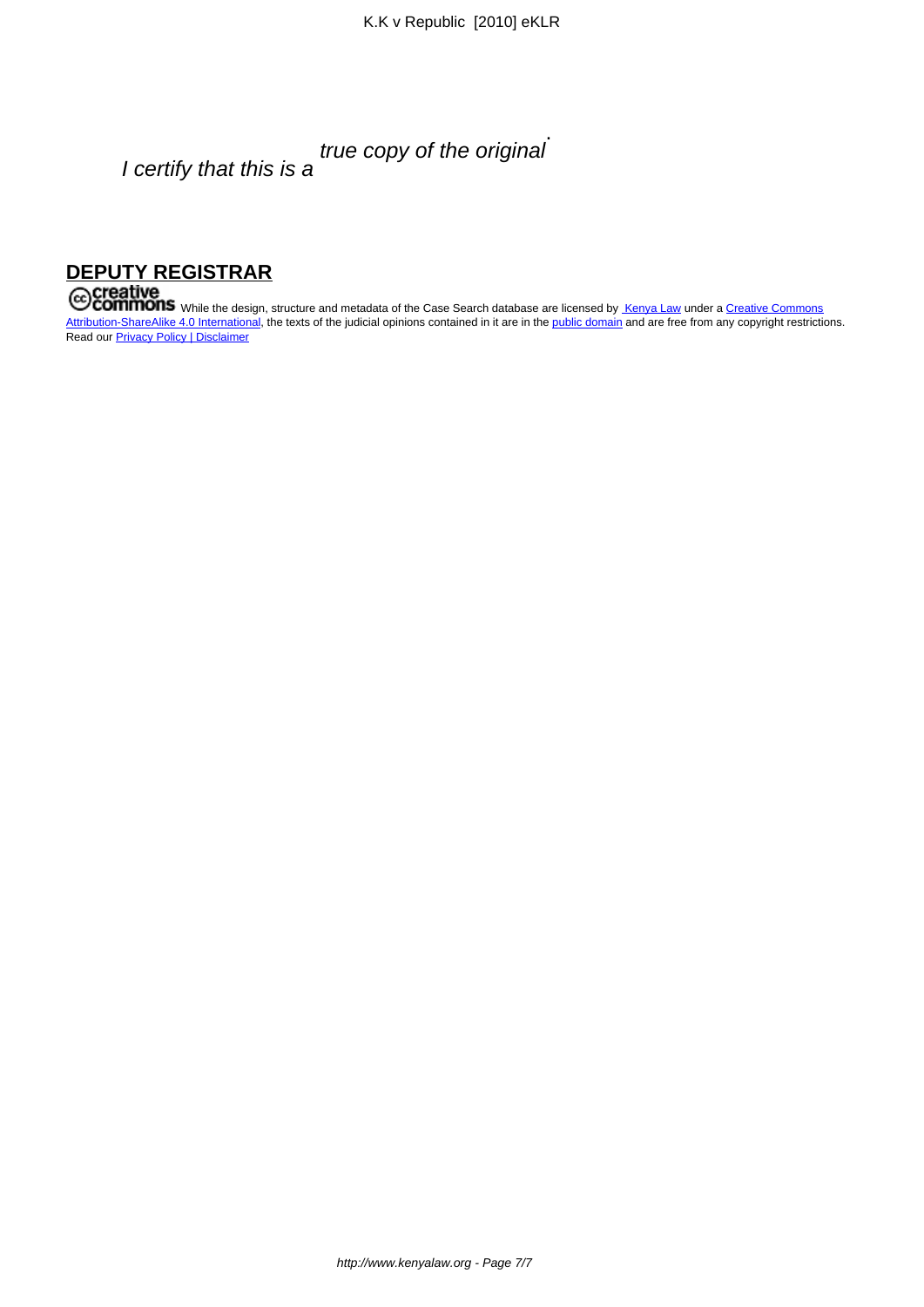*I certify that this is a true copy of the original*

**DEPUTY REGISTRAR**

While the design, structure and metadata of the Case Search database are licensed by Kenya Law under a Creative Commons Attribution-ShareAlike 4.0 International, the texts of the judicial opinions contained in it are in the public domain and are free from any copyright restrictions. Read our Privacy Policy | Disclaimer